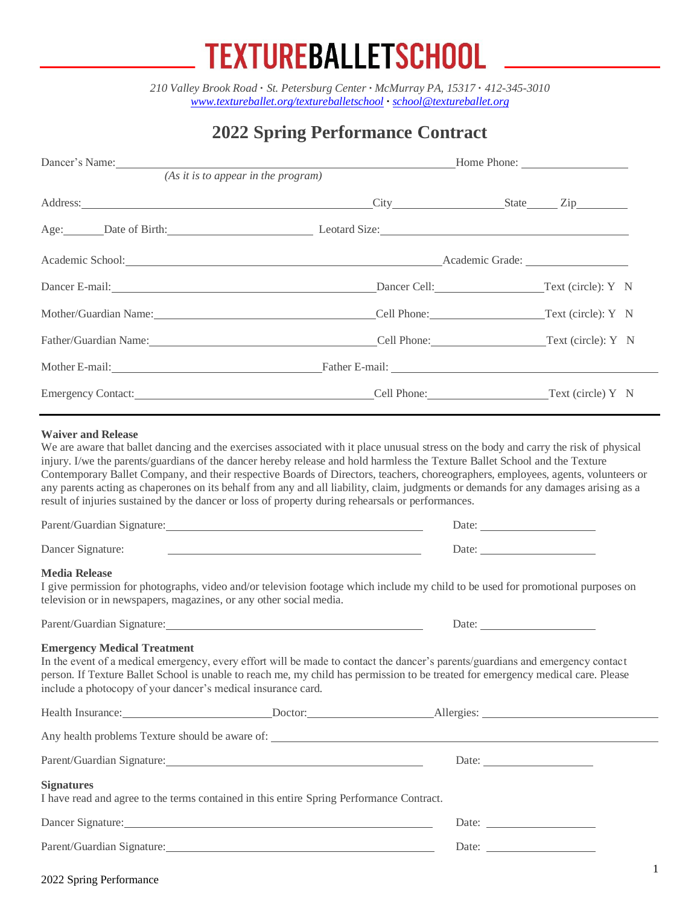# TEXTUREBALLETSCHOOL

*210 Valley Brook Road · St. Petersburg Center · McMurray PA, 15317 · 412-345-3010*
*www.textureballet.org/textureballetschool · school@textureballet.org*

## 2022 Spring Performance Contract

Dancer's Name: ______________________________ Home Phone: ______________
*(As it is to appear in the program)*

Address: ______________________________ City ______________ State _____ Zip ________

Age: ______ Date of Birth: ________________ Leotard Size: ______________________

Academic School: ______________________________ Academic Grade: ______________

Dancer E-mail: ______________________________ Dancer Cell: ______________ Text (circle): Y N

Mother/Guardian Name: ______________________ Cell Phone: ______________ Text (circle): Y N

Father/Guardian Name: ______________________ Cell Phone: ______________ Text (circle): Y N

Mother E-mail: ______________________ Father E-mail: ______________________

Emergency Contact: ______________________ Cell Phone: ______________ Text (circle) Y N

---

**Waiver and Release**

We are aware that ballet dancing and the exercises associated with it place unusual stress on the body and carry the risk of physical injury. I/we the parents/guardians of the dancer hereby release and hold harmless the Texture Ballet School and the Texture Contemporary Ballet Company, and their respective Boards of Directors, teachers, choreographers, employees, agents, volunteers or any parents acting as chaperones on its behalf from any and all liability, claim, judgments or demands for any damages arising as a result of injuries sustained by the dancer or loss of property during rehearsals or performances.

Parent/Guardian Signature: ______________________________ Date: ______________

Dancer Signature: ______________________________ Date: ______________

**Media Release**

I give permission for photographs, video and/or television footage which include my child to be used for promotional purposes on television or in newspapers, magazines, or any other social media.

Parent/Guardian Signature: ______________________________ Date: ______________

**Emergency Medical Treatment**

In the event of a medical emergency, every effort will be made to contact the dancer's parents/guardians and emergency contact person. If Texture Ballet School is unable to reach me, my child has permission to be treated for emergency medical care. Please include a photocopy of your dancer's medical insurance card.

Health Insurance: ________________ Doctor: ________________ Allergies: ________________

Any health problems Texture should be aware of: ______________________________

Parent/Guardian Signature: ______________________________ Date: ______________

**Signatures**

I have read and agree to the terms contained in this entire Spring Performance Contract.

Dancer Signature: ______________________________ Date: ______________

Parent/Guardian Signature: ______________________________ Date: ______________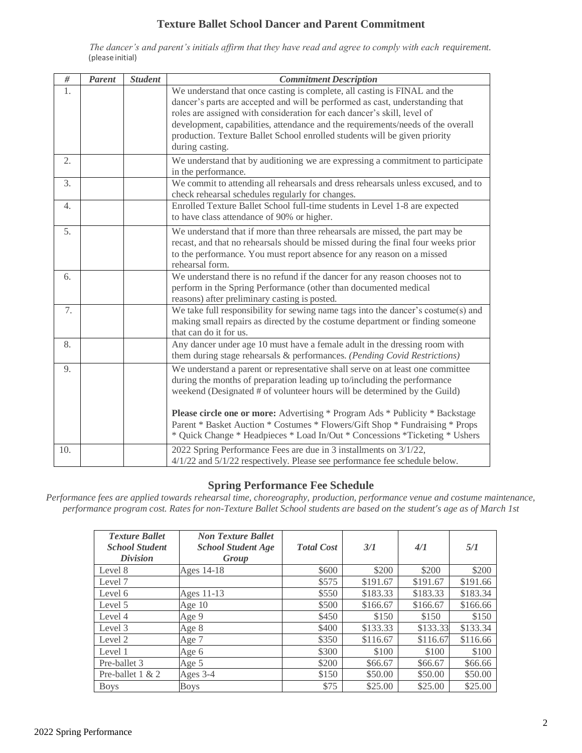# Texture Ballet School Dancer and Parent Commitment

*The dancer's and parent's initials affirm that they have read and agree to comply with each requirement.*
(please initial)

| # | *Parent* | *Student* | *Commitment Description* |
|---|---|---|---|
| 1. | | | We understand that once casting is complete, all casting is FINAL and the dancer's parts are accepted and will be performed as cast, understanding that roles are assigned with consideration for each dancer's skill, level of development, capabilities, attendance and the requirements/needs of the overall production. Texture Ballet School enrolled students will be given priority during casting. |
| 2. | | | We understand that by auditioning we are expressing a commitment to participate in the performance. |
| 3. | | | We commit to attending all rehearsals and dress rehearsals unless excused, and to check rehearsal schedules regularly for changes. |
| 4. | | | Enrolled Texture Ballet School full-time students in Level 1-8 are expected to have class attendance of 90% or higher. |
| 5. | | | We understand that if more than three rehearsals are missed, the part may be recast, and that no rehearsals should be missed during the final four weeks prior to the performance. You must report absence for any reason on a missed rehearsal form. |
| 6. | | | We understand there is no refund if the dancer for any reason chooses not to perform in the Spring Performance (other than documented medical reasons) after preliminary casting is posted. |
| 7. | | | We take full responsibility for sewing name tags into the dancer's costume(s) and making small repairs as directed by the costume department or finding someone that can do it for us. |
| 8. | | | Any dancer under age 10 must have a female adult in the dressing room with them during stage rehearsals & performances. *(Pending Covid Restrictions)* |
| 9. | | | We understand a parent or representative shall serve on at least one committee during the months of preparation leading up to/including the performance weekend (Designated # of volunteer hours will be determined by the Guild)<br><br>**Please circle one or more:** Advertising * Program Ads * Publicity * Backstage Parent * Basket Auction * Costumes * Flowers/Gift Shop * Fundraising * Props * Quick Change * Headpieces * Load In/Out * Concessions *Ticketing * Ushers |
| 10. | | | 2022 Spring Performance Fees are due in 3 installments on 3/1/22, 4/1/22 and 5/1/22 respectively. Please see performance fee schedule below. |

## Spring Performance Fee Schedule

*Performance fees are applied towards rehearsal time, choreography, production, performance venue and costume maintenance, performance program cost. Rates for non-Texture Ballet School students are based on the student's age as of March 1st*

| *Texture Ballet School Student Division* | *Non Texture Ballet School Student Age Group* | *Total Cost* | *3/1* | *4/1* | *5/1* |
|---|---|---|---|---|---|
| Level 8 | Ages 14-18 | $600 | $200 | $200 | $200 |
| Level 7 | | $575 | $191.67 | $191.67 | $191.66 |
| Level 6 | Ages 11-13 | $550 | $183.33 | $183.33 | $183.34 |
| Level 5 | Age 10 | $500 | $166.67 | $166.67 | $166.66 |
| Level 4 | Age 9 | $450 | $150 | $150 | $150 |
| Level 3 | Age 8 | $400 | $133.33 | $133.33 | $133.34 |
| Level 2 | Age 7 | $350 | $116.67 | $116.67 | $116.66 |
| Level 1 | Age 6 | $300 | $100 | $100 | $100 |
| Pre-ballet 3 | Age 5 | $200 | $66.67 | $66.67 | $66.66 |
| Pre-ballet 1 & 2 | Ages 3-4 | $150 | $50.00 | $50.00 | $50.00 |
| Boys | Boys | $75 | $25.00 | $25.00 | $25.00 |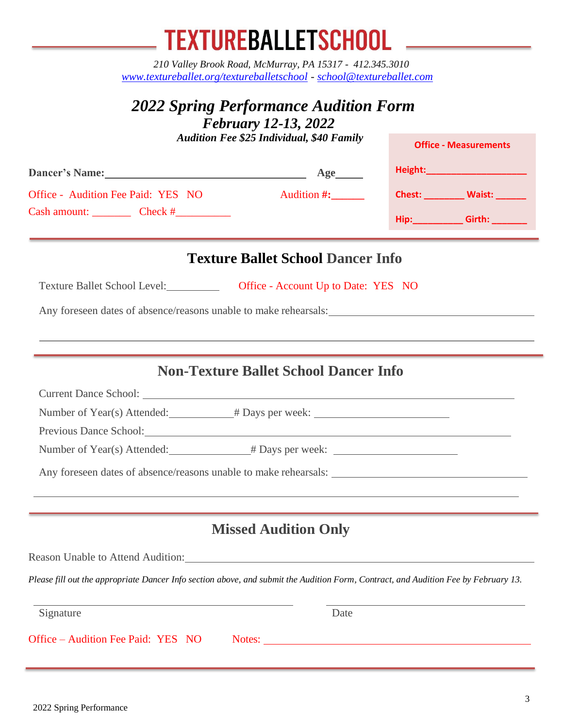# TEXTUREBALLETSCHOOL

*210 Valley Brook Road, McMurray, PA 15317 - 412.345.3010*
*www.textureballet.org/textureballetschool - school@textureballet.com*

## *2022 Spring Performance Audition Form*

### *February 12-13, 2022*

***Audition Fee $25 Individual, $40 Family***

**Office - Measurements**

**Height:**____________________

**Chest:** ________ **Waist:** ______

**Hip:**__________ **Girth:** _______

**Dancer's Name:**____________________________________ **Age**_____

Office - Audition Fee Paid: YES NO Audition **#:**______

Cash amount: _______ Check #__________

---

## Texture Ballet School Dancer Info

Texture Ballet School Level:__________ Office - Account Up to Date: YES NO

Any foreseen dates of absence/reasons unable to make rehearsals:_______________________________________

_____________________________________________________________________________________

---

## Non-Texture Ballet School Dancer Info

Current Dance School: _____________________________________________________________________

Number of Year(s) Attended:___________# Days per week: ________________________

Previous Dance School:_____________________________________________________________________

Number of Year(s) Attended:_______________# Days per week: ______________________

Any foreseen dates of absence/reasons unable to make rehearsals: _______________________________________

_____________________________________________________________________________________

---

## Missed Audition Only

Reason Unable to Attend Audition:_________________________________________________________________

*Please fill out the appropriate Dancer Info section above, and submit the Audition Form, Contract, and Audition Fee by February 13.*

_______________________________________ _______________________________

Signature Date

Office – Audition Fee Paid: YES NO Notes: _______________________________________________

2022 Spring Performance